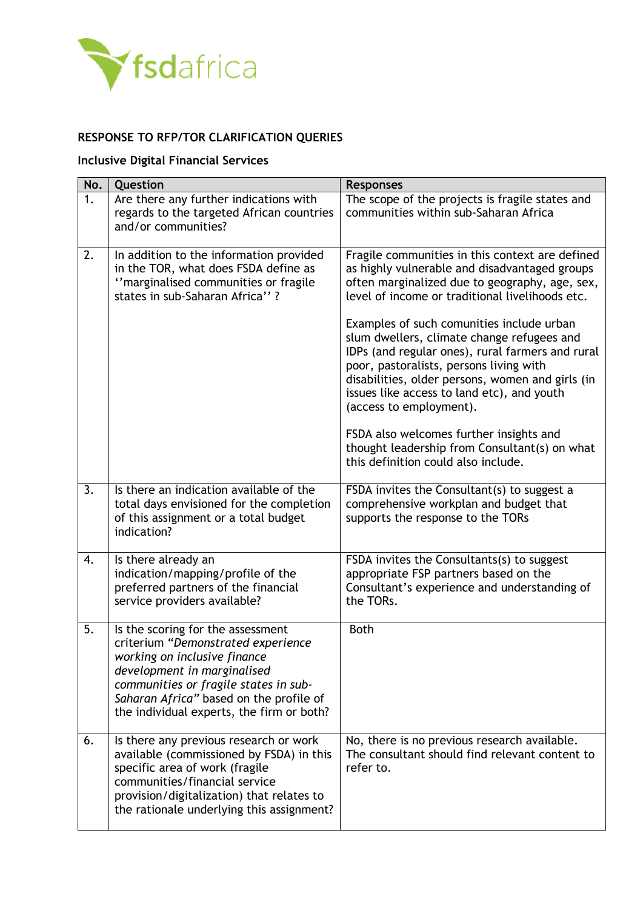fsdafrica

**RESPONSE TO RFP/TOR CLARIFICATION QUERIES**

**Inclusive Digital Financial Services**

| No. | Question | Responses |
|---|---|---|
| 1. | Are there any further indications with regards to the targeted African countries and/or communities? | The scope of the projects is fragile states and communities within sub-Saharan Africa |
| 2. | In addition to the information provided in the TOR, what does FSDA define as ''marginalised communities or fragile states in sub-Saharan Africa'' ? | Fragile communities in this context are defined as highly vulnerable and disadvantaged groups often marginalized due to geography, age, sex, level of income or traditional livelihoods etc.<br><br>Examples of such comunities include urban slum dwellers, climate change refugees and IDPs (and regular ones), rural farmers and rural poor, pastoralists, persons living with disabilities, older persons, women and girls (in issues like access to land etc), and youth (access to employment).<br><br>FSDA also welcomes further insights and thought leadership from Consultant(s) on what this definition could also include. |
| 3. | Is there an indication available of the total days envisioned for the completion of this assignment or a total budget indication? | FSDA invites the Consultant(s) to suggest a comprehensive workplan and budget that supports the response to the TORs |
| 4. | Is there already an indication/mapping/profile of the preferred partners of the financial service providers available? | FSDA invites the Consultants(s) to suggest appropriate FSP partners based on the Consultant's experience and understanding of the TORs. |
| 5. | Is the scoring for the assessment criterium "*Demonstrated experience working on inclusive finance development in marginalised communities or fragile states in sub-Saharan Africa*" based on the profile of the individual experts, the firm or both? | Both |
| 6. | Is there any previous research or work available (commissioned by FSDA) in this specific area of work (fragile communities/financial service provision/digitalization) that relates to the rationale underlying this assignment? | No, there is no previous research available. The consultant should find relevant content to refer to. |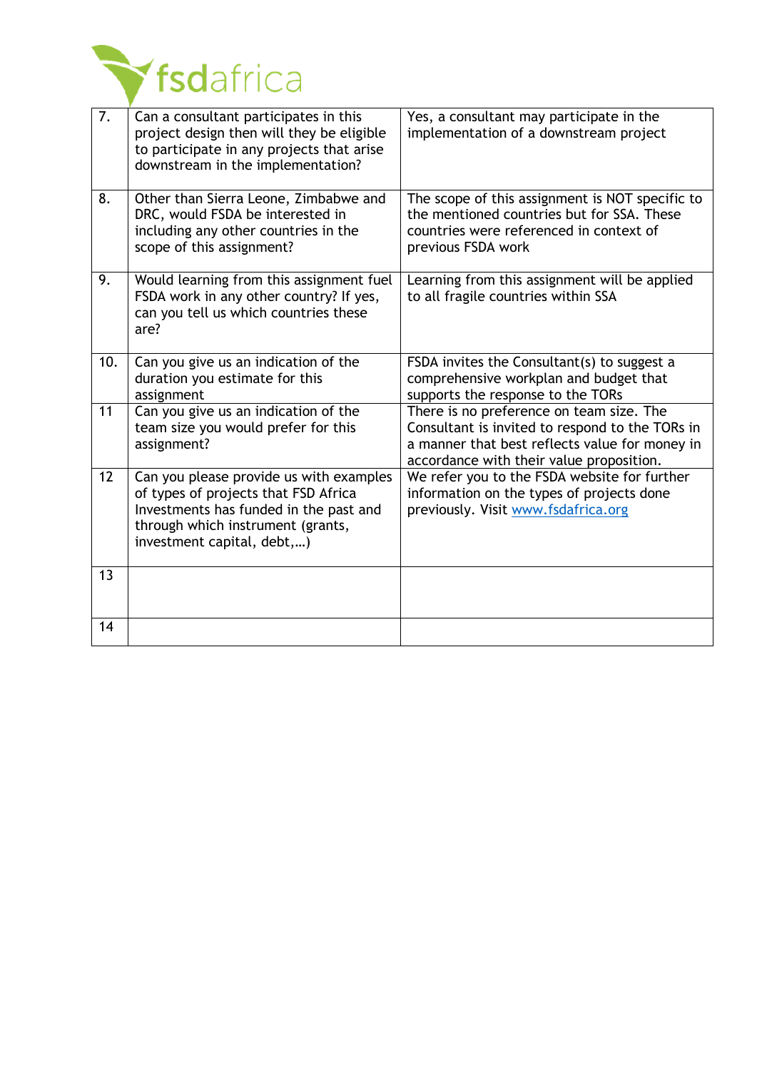| | | |
|---|---|---|
| 7. | Can a consultant participates in this project design then will they be eligible to participate in any projects that arise downstream in the implementation? | Yes, a consultant may participate in the implementation of a downstream project |
| 8. | Other than Sierra Leone, Zimbabwe and DRC, would FSDA be interested in including any other countries in the scope of this assignment? | The scope of this assignment is NOT specific to the mentioned countries but for SSA. These countries were referenced in context of previous FSDA work |
| 9. | Would learning from this assignment fuel FSDA work in any other country? If yes, can you tell us which countries these are? | Learning from this assignment will be applied to all fragile countries within SSA |
| 10. | Can you give us an indication of the duration you estimate for this assignment | FSDA invites the Consultant(s) to suggest a comprehensive workplan and budget that supports the response to the TORs |
| 11 | Can you give us an indication of the team size you would prefer for this assignment? | There is no preference on team size. The Consultant is invited to respond to the TORs in a manner that best reflects value for money in accordance with their value proposition. |
| 12 | Can you please provide us with examples of types of projects that FSD Africa Investments has funded in the past and through which instrument (grants, investment capital, debt,…) | We refer you to the FSDA website for further information on the types of projects done previously. Visit [www.fsdafrica.org](http://www.fsdafrica.org) |
| 13 | | |
| 14 | | |